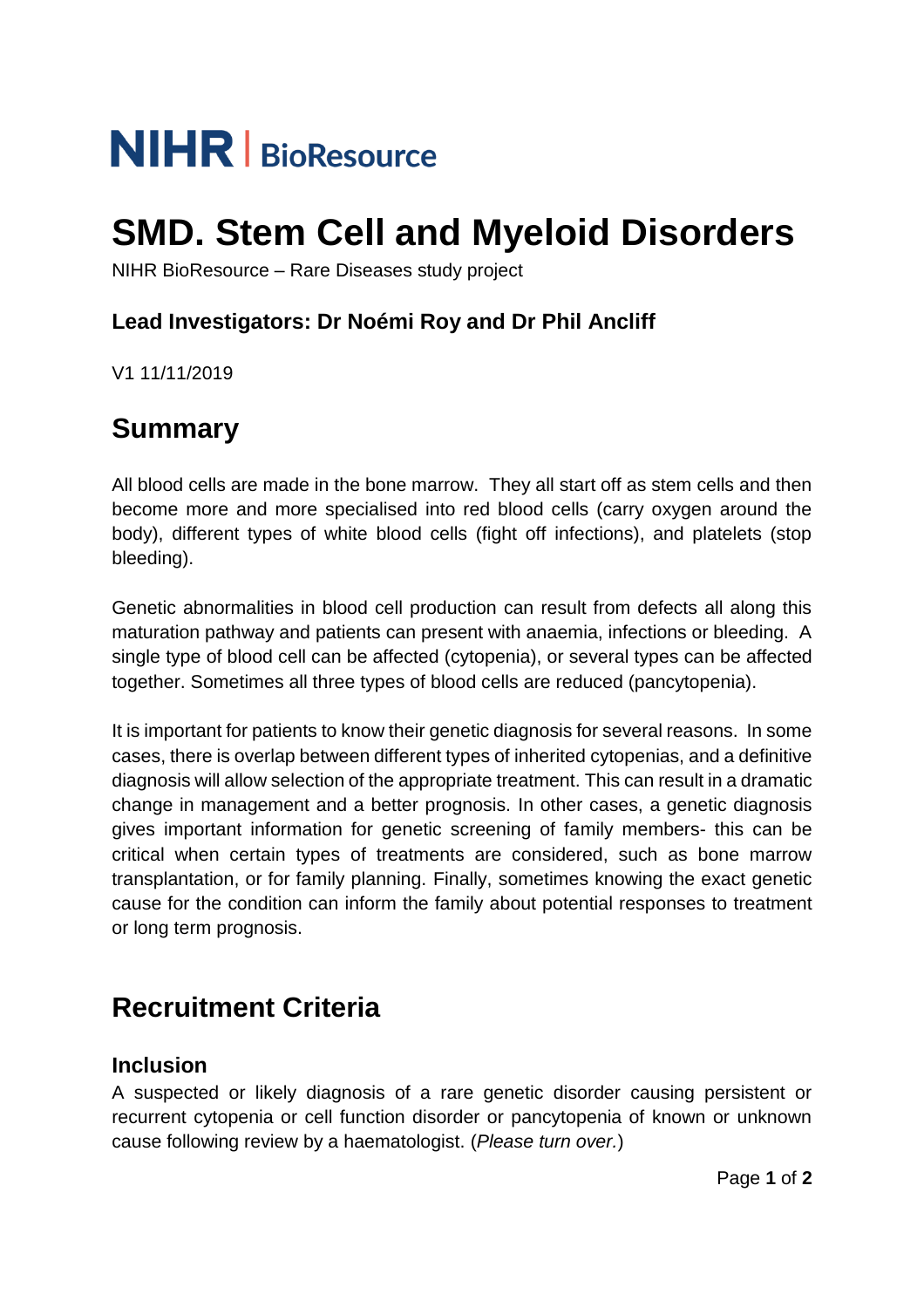NIHR | BioResource

# SMD. Stem Cell and Myeloid Disorders

NIHR BioResource – Rare Diseases study project

### Lead Investigators: Dr Noémi Roy and Dr Phil Ancliff

V1 11/11/2019

## Summary

All blood cells are made in the bone marrow. They all start off as stem cells and then become more and more specialised into red blood cells (carry oxygen around the body), different types of white blood cells (fight off infections), and platelets (stop bleeding).

Genetic abnormalities in blood cell production can result from defects all along this maturation pathway and patients can present with anaemia, infections or bleeding. A single type of blood cell can be affected (cytopenia), or several types can be affected together. Sometimes all three types of blood cells are reduced (pancytopenia).

It is important for patients to know their genetic diagnosis for several reasons. In some cases, there is overlap between different types of inherited cytopenias, and a definitive diagnosis will allow selection of the appropriate treatment. This can result in a dramatic change in management and a better prognosis. In other cases, a genetic diagnosis gives important information for genetic screening of family members- this can be critical when certain types of treatments are considered, such as bone marrow transplantation, or for family planning. Finally, sometimes knowing the exact genetic cause for the condition can inform the family about potential responses to treatment or long term prognosis.

## Recruitment Criteria

### Inclusion

A suspected or likely diagnosis of a rare genetic disorder causing persistent or recurrent cytopenia or cell function disorder or pancytopenia of known or unknown cause following review by a haematologist. (*Please turn over.*)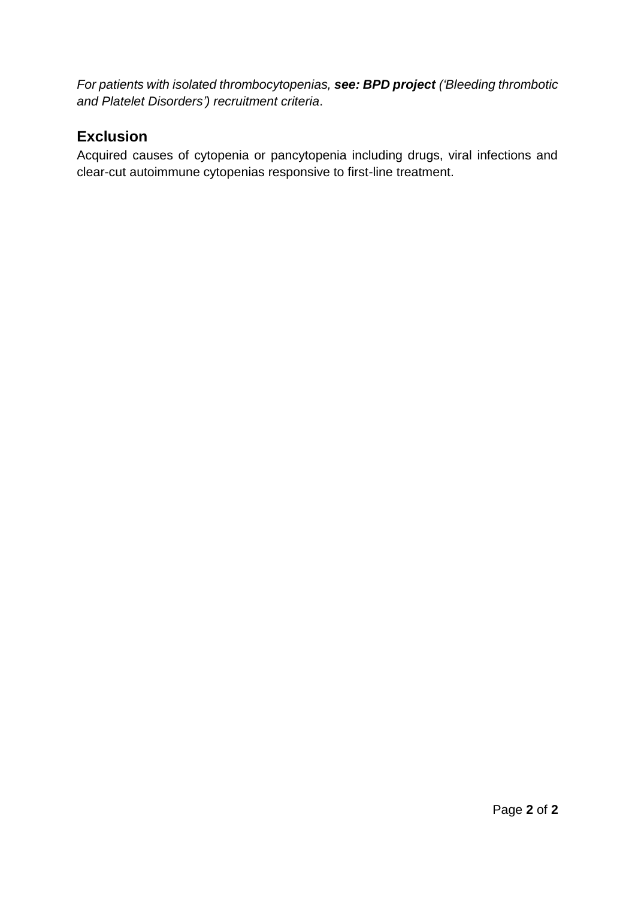*For patients with isolated thrombocytopenias,* ***see: BPD project*** *('Bleeding thrombotic and Platelet Disorders') recruitment criteria*.

## Exclusion

Acquired causes of cytopenia or pancytopenia including drugs, viral infections and clear-cut autoimmune cytopenias responsive to first-line treatment.